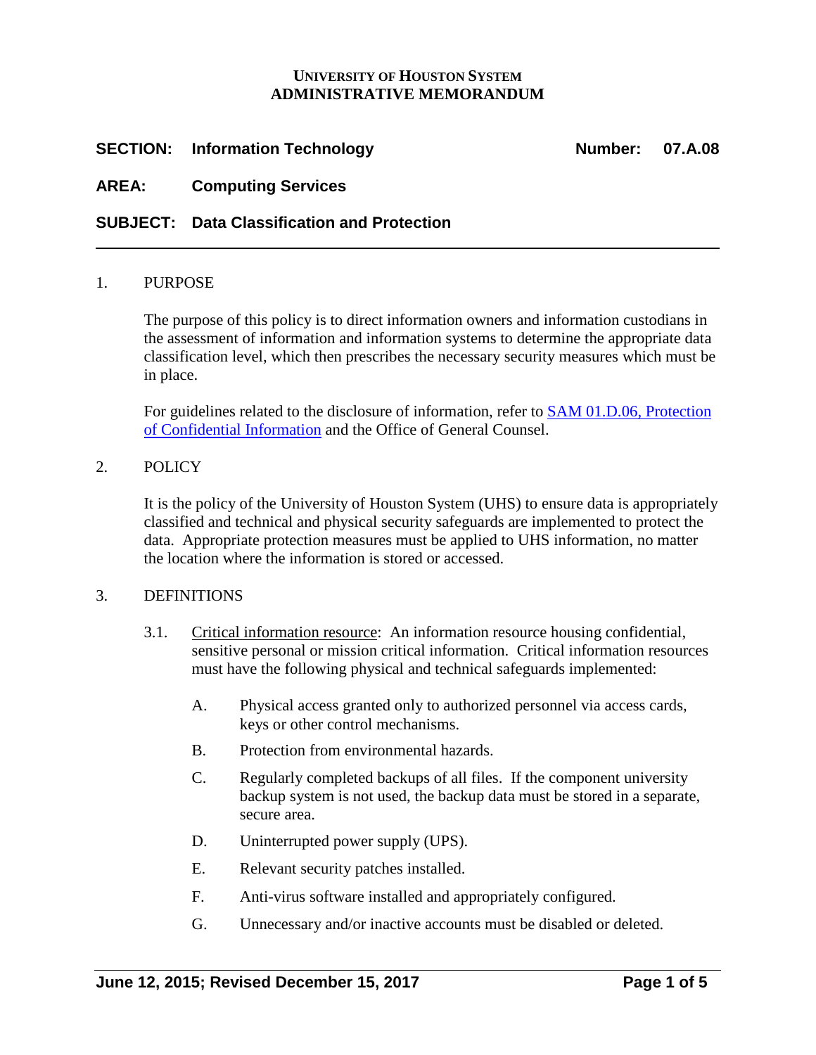**UNIVERSITY OF HOUSTON SYSTEM**
**ADMINISTRATIVE MEMORANDUM**

**SECTION:** **Information Technology** **Number:** **07.A.08**

**AREA:** **Computing Services**

**SUBJECT:** **Data Classification and Protection**

---

1. PURPOSE

The purpose of this policy is to direct information owners and information custodians in the assessment of information and information systems to determine the appropriate data classification level, which then prescribes the necessary security measures which must be in place.

For guidelines related to the disclosure of information, refer to [SAM 01.D.06, Protection of Confidential Information]() and the Office of General Counsel.

2. POLICY

It is the policy of the University of Houston System (UHS) to ensure data is appropriately classified and technical and physical security safeguards are implemented to protect the data. Appropriate protection measures must be applied to UHS information, no matter the location where the information is stored or accessed.

3. DEFINITIONS

3.1. Critical information resource: An information resource housing confidential, sensitive personal or mission critical information. Critical information resources must have the following physical and technical safeguards implemented:

A. Physical access granted only to authorized personnel via access cards, keys or other control mechanisms.

B. Protection from environmental hazards.

C. Regularly completed backups of all files. If the component university backup system is not used, the backup data must be stored in a separate, secure area.

D. Uninterrupted power supply (UPS).

E. Relevant security patches installed.

F. Anti-virus software installed and appropriately configured.

G. Unnecessary and/or inactive accounts must be disabled or deleted.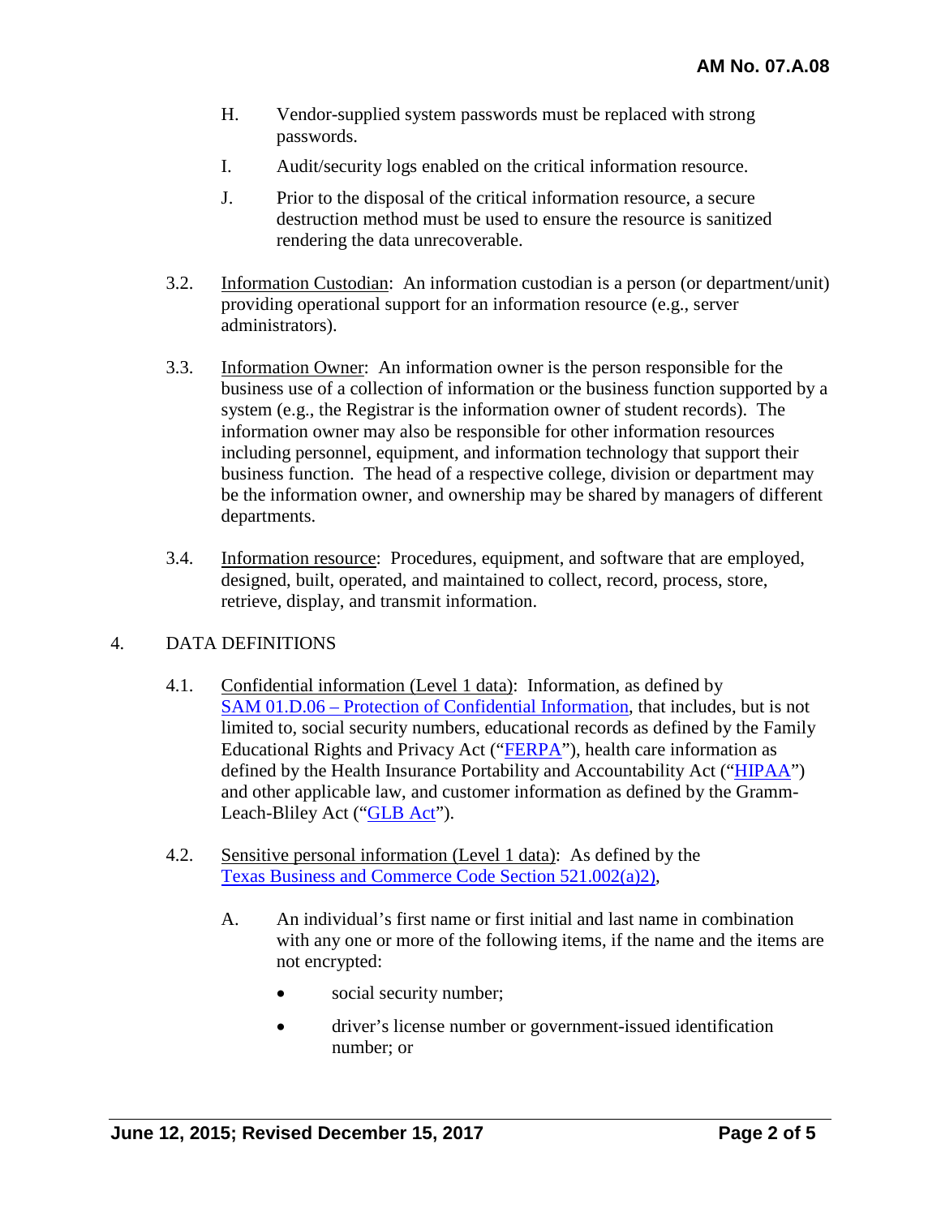H. Vendor-supplied system passwords must be replaced with strong passwords.

I. Audit/security logs enabled on the critical information resource.

J. Prior to the disposal of the critical information resource, a secure destruction method must be used to ensure the resource is sanitized rendering the data unrecoverable.

3.2. Information Custodian: An information custodian is a person (or department/unit) providing operational support for an information resource (e.g., server administrators).

3.3. Information Owner: An information owner is the person responsible for the business use of a collection of information or the business function supported by a system (e.g., the Registrar is the information owner of student records). The information owner may also be responsible for other information resources including personnel, equipment, and information technology that support their business function. The head of a respective college, division or department may be the information owner, and ownership may be shared by managers of different departments.

3.4. Information resource: Procedures, equipment, and software that are employed, designed, built, operated, and maintained to collect, record, process, store, retrieve, display, and transmit information.

## 4. DATA DEFINITIONS

4.1. Confidential information (Level 1 data): Information, as defined by SAM 01.D.06 – Protection of Confidential Information, that includes, but is not limited to, social security numbers, educational records as defined by the Family Educational Rights and Privacy Act ("FERPA"), health care information as defined by the Health Insurance Portability and Accountability Act ("HIPAA") and other applicable law, and customer information as defined by the Gramm-Leach-Bliley Act ("GLB Act").

4.2. Sensitive personal information (Level 1 data): As defined by the Texas Business and Commerce Code Section 521.002(a)2),

A. An individual's first name or first initial and last name in combination with any one or more of the following items, if the name and the items are not encrypted:

- social security number;
- driver's license number or government-issued identification number; or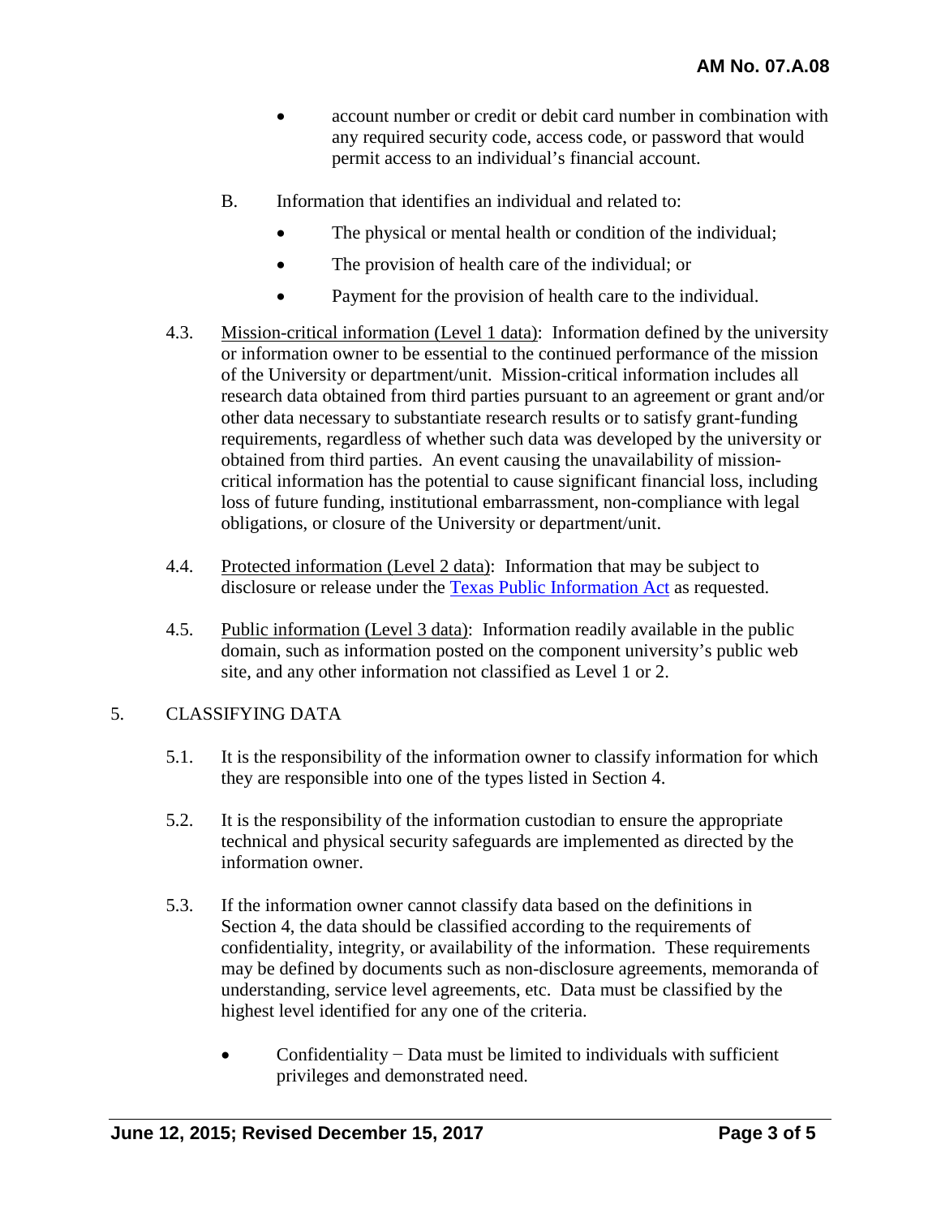- account number or credit or debit card number in combination with any required security code, access code, or password that would permit access to an individual's financial account.

B. Information that identifies an individual and related to:

- The physical or mental health or condition of the individual;
- The provision of health care of the individual; or
- Payment for the provision of health care to the individual.

4.3. Mission-critical information (Level 1 data): Information defined by the university or information owner to be essential to the continued performance of the mission of the University or department/unit. Mission-critical information includes all research data obtained from third parties pursuant to an agreement or grant and/or other data necessary to substantiate research results or to satisfy grant-funding requirements, regardless of whether such data was developed by the university or obtained from third parties. An event causing the unavailability of mission-critical information has the potential to cause significant financial loss, including loss of future funding, institutional embarrassment, non-compliance with legal obligations, or closure of the University or department/unit.

4.4. Protected information (Level 2 data): Information that may be subject to disclosure or release under the [Texas Public Information Act] as requested.

4.5. Public information (Level 3 data): Information readily available in the public domain, such as information posted on the component university's public web site, and any other information not classified as Level 1 or 2.

## 5. CLASSIFYING DATA

5.1. It is the responsibility of the information owner to classify information for which they are responsible into one of the types listed in Section 4.

5.2. It is the responsibility of the information custodian to ensure the appropriate technical and physical security safeguards are implemented as directed by the information owner.

5.3. If the information owner cannot classify data based on the definitions in Section 4, the data should be classified according to the requirements of confidentiality, integrity, or availability of the information. These requirements may be defined by documents such as non-disclosure agreements, memoranda of understanding, service level agreements, etc. Data must be classified by the highest level identified for any one of the criteria.

- Confidentiality − Data must be limited to individuals with sufficient privileges and demonstrated need.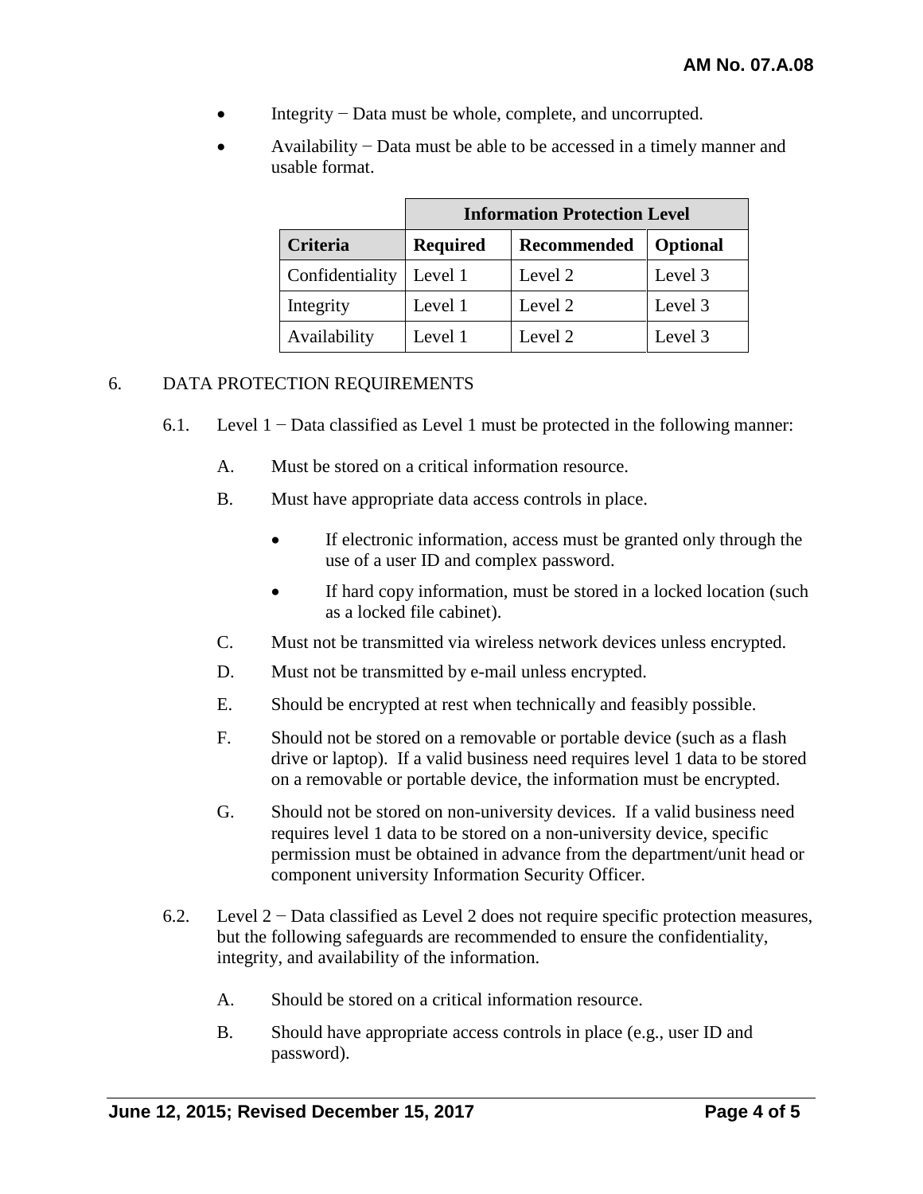- Integrity − Data must be whole, complete, and uncorrupted.
- Availability − Data must be able to be accessed in a timely manner and usable format.

| | Information Protection Level | | |
|---|---|---|---|
| **Criteria** | **Required** | **Recommended** | **Optional** |
| Confidentiality | Level 1 | Level 2 | Level 3 |
| Integrity | Level 1 | Level 2 | Level 3 |
| Availability | Level 1 | Level 2 | Level 3 |

6. DATA PROTECTION REQUIREMENTS

6.1. Level 1 − Data classified as Level 1 must be protected in the following manner:

A. Must be stored on a critical information resource.

B. Must have appropriate data access controls in place.

- If electronic information, access must be granted only through the use of a user ID and complex password.
- If hard copy information, must be stored in a locked location (such as a locked file cabinet).

C. Must not be transmitted via wireless network devices unless encrypted.

D. Must not be transmitted by e-mail unless encrypted.

E. Should be encrypted at rest when technically and feasibly possible.

F. Should not be stored on a removable or portable device (such as a flash drive or laptop). If a valid business need requires level 1 data to be stored on a removable or portable device, the information must be encrypted.

G. Should not be stored on non-university devices. If a valid business need requires level 1 data to be stored on a non-university device, specific permission must be obtained in advance from the department/unit head or component university Information Security Officer.

6.2. Level 2 − Data classified as Level 2 does not require specific protection measures, but the following safeguards are recommended to ensure the confidentiality, integrity, and availability of the information.

A. Should be stored on a critical information resource.

B. Should have appropriate access controls in place (e.g., user ID and password).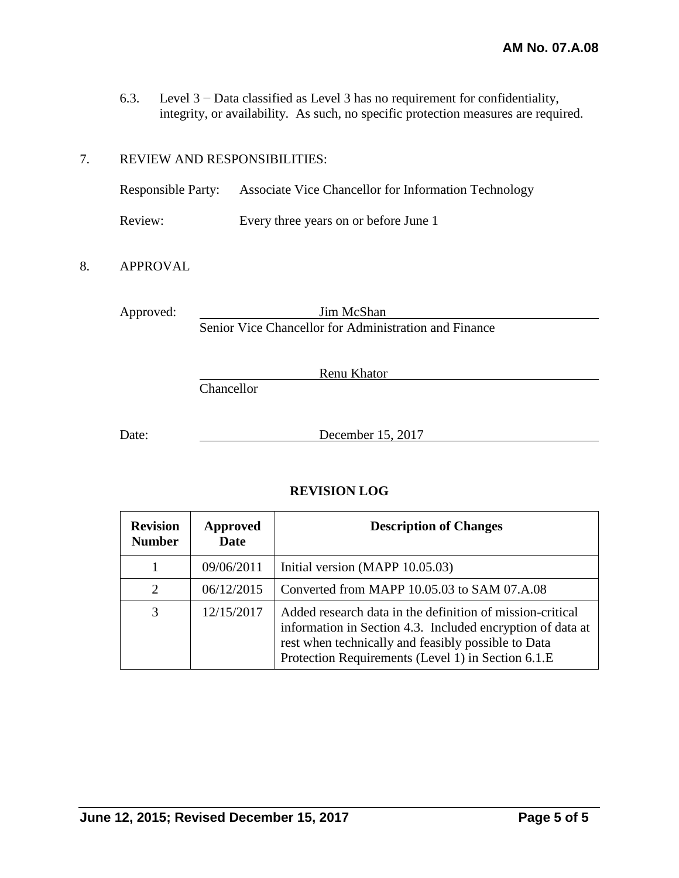6.3. Level 3 − Data classified as Level 3 has no requirement for confidentiality, integrity, or availability. As such, no specific protection measures are required.

## 7. REVIEW AND RESPONSIBILITIES:

Responsible Party: Associate Vice Chancellor for Information Technology

Review: Every three years on or before June 1

## 8. APPROVAL

Approved: Jim McShan
Senior Vice Chancellor for Administration and Finance

Renu Khator
Chancellor

Date: December 15, 2017

**REVISION LOG**

| Revision Number | Approved Date | Description of Changes |
|---|---|---|
| 1 | 09/06/2011 | Initial version (MAPP 10.05.03) |
| 2 | 06/12/2015 | Converted from MAPP 10.05.03 to SAM 07.A.08 |
| 3 | 12/15/2017 | Added research data in the definition of mission-critical information in Section 4.3. Included encryption of data at rest when technically and feasibly possible to Data Protection Requirements (Level 1) in Section 6.1.E |